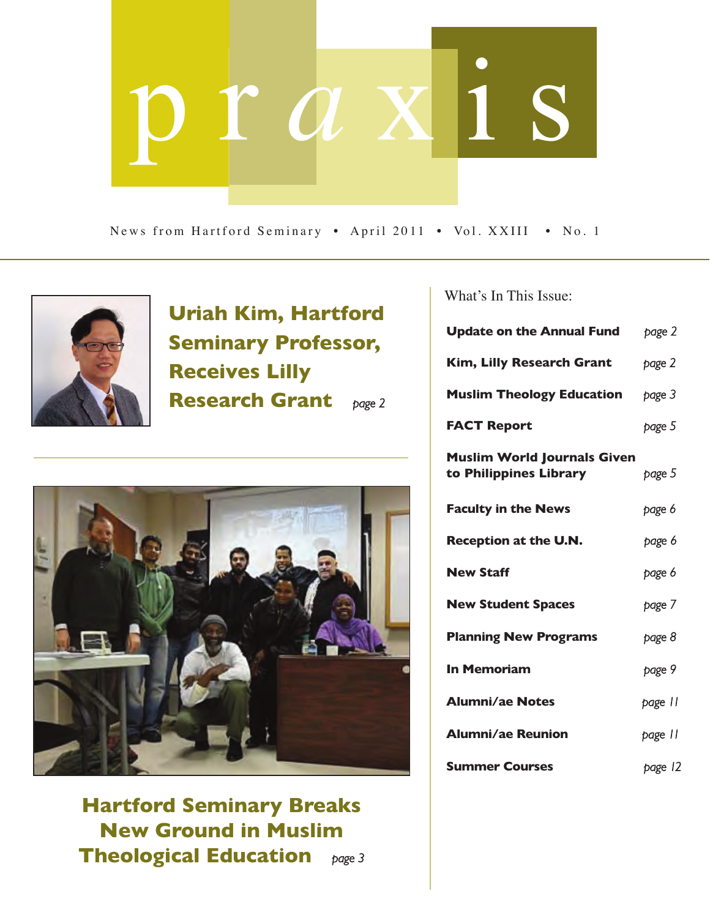# praxis

News from Hartford Seminary • April 2011 • Vol. XXIII • No. 1

## Uriah Kim, Hartford Seminary Professor, Receives Lilly Research Grant *page 2*

## Hartford Seminary Breaks New Ground in Muslim Theological Education *page 3*

What's In This Issue:

| | |
|---|---|
| **Update on the Annual Fund** | *page 2* |
| **Kim, Lilly Research Grant** | *page 2* |
| **Muslim Theology Education** | *page 3* |
| **FACT Report** | *page 5* |
| **Muslim World Journals Given to Philippines Library** | *page 5* |
| **Faculty in the News** | *page 6* |
| **Reception at the U.N.** | *page 6* |
| **New Staff** | *page 6* |
| **New Student Spaces** | *page 7* |
| **Planning New Programs** | *page 8* |
| **In Memoriam** | *page 9* |
| **Alumni/ae Notes** | *page 11* |
| **Alumni/ae Reunion** | *page 11* |
| **Summer Courses** | *page 12* |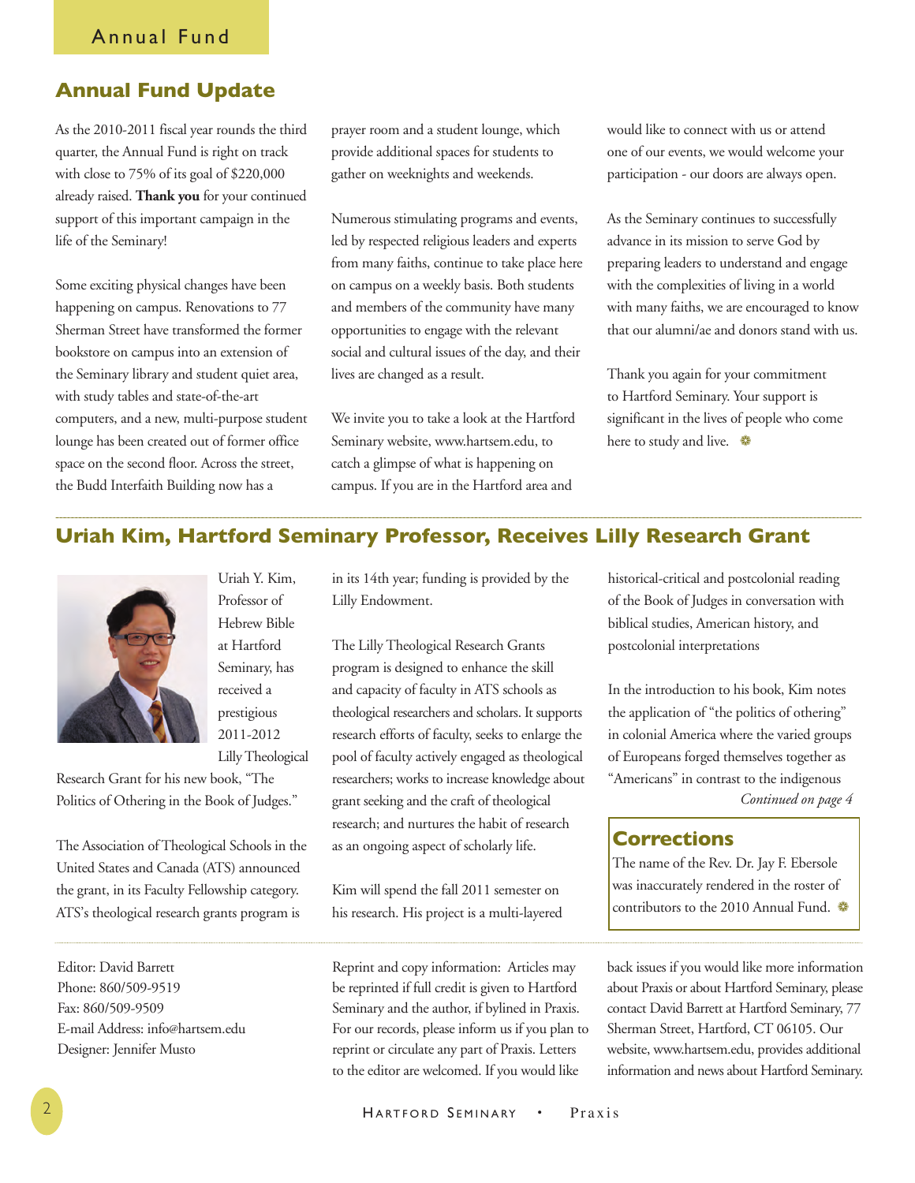# Annual Fund

## Annual Fund Update

As the 2010-2011 fiscal year rounds the third quarter, the Annual Fund is right on track with close to 75% of its goal of $220,000 already raised. **Thank you** for your continued support of this important campaign in the life of the Seminary!

Some exciting physical changes have been happening on campus. Renovations to 77 Sherman Street have transformed the former bookstore on campus into an extension of the Seminary library and student quiet area, with study tables and state-of-the-art computers, and a new, multi-purpose student lounge has been created out of former office space on the second floor. Across the street, the Budd Interfaith Building now has a prayer room and a student lounge, which provide additional spaces for students to gather on weeknights and weekends.

Numerous stimulating programs and events, led by respected religious leaders and experts from many faiths, continue to take place here on campus on a weekly basis. Both students and members of the community have many opportunities to engage with the relevant social and cultural issues of the day, and their lives are changed as a result.

We invite you to take a look at the Hartford Seminary website, www.hartsem.edu, to catch a glimpse of what is happening on campus. If you are in the Hartford area and would like to connect with us or attend one of our events, we would welcome your participation - our doors are always open.

As the Seminary continues to successfully advance in its mission to serve God by preparing leaders to understand and engage with the complexities of living in a world with many faiths, we are encouraged to know that our alumni/ae and donors stand with us.

Thank you again for your commitment to Hartford Seminary. Your support is significant in the lives of people who come here to study and live.

## Uriah Kim, Hartford Seminary Professor, Receives Lilly Research Grant

Uriah Y. Kim, Professor of Hebrew Bible at Hartford Seminary, has received a prestigious 2011-2012 Lilly Theological Research Grant for his new book, "The Politics of Othering in the Book of Judges."

The Association of Theological Schools in the United States and Canada (ATS) announced the grant, in its Faculty Fellowship category. ATS's theological research grants program is in its 14th year; funding is provided by the Lilly Endowment.

The Lilly Theological Research Grants program is designed to enhance the skill and capacity of faculty in ATS schools as theological researchers and scholars. It supports research efforts of faculty, seeks to enlarge the pool of faculty actively engaged as theological researchers; works to increase knowledge about grant seeking and the craft of theological research; and nurtures the habit of research as an ongoing aspect of scholarly life.

Kim will spend the fall 2011 semester on his research. His project is a multi-layered historical-critical and postcolonial reading of the Book of Judges in conversation with biblical studies, American history, and postcolonial interpretations

In the introduction to his book, Kim notes the application of "the politics of othering" in colonial America where the varied groups of Europeans forged themselves together as "Americans" in contrast to the indigenous

*Continued on page 4*

## Corrections

The name of the Rev. Dr. Jay F. Ebersole was inaccurately rendered in the roster of contributors to the 2010 Annual Fund.

---

Editor: David Barrett
Phone: 860/509-9519
Fax: 860/509-9509
E-mail Address: info@hartsem.edu
Designer: Jennifer Musto

Reprint and copy information: Articles may be reprinted if full credit is given to Hartford Seminary and the author, if bylined in Praxis. For our records, please inform us if you plan to reprint or circulate any part of Praxis. Letters to the editor are welcomed. If you would like back issues if you would like more information about Praxis or about Hartford Seminary, please contact David Barrett at Hartford Seminary, 77 Sherman Street, Hartford, CT 06105. Our website, www.hartsem.edu, provides additional information and news about Hartford Seminary.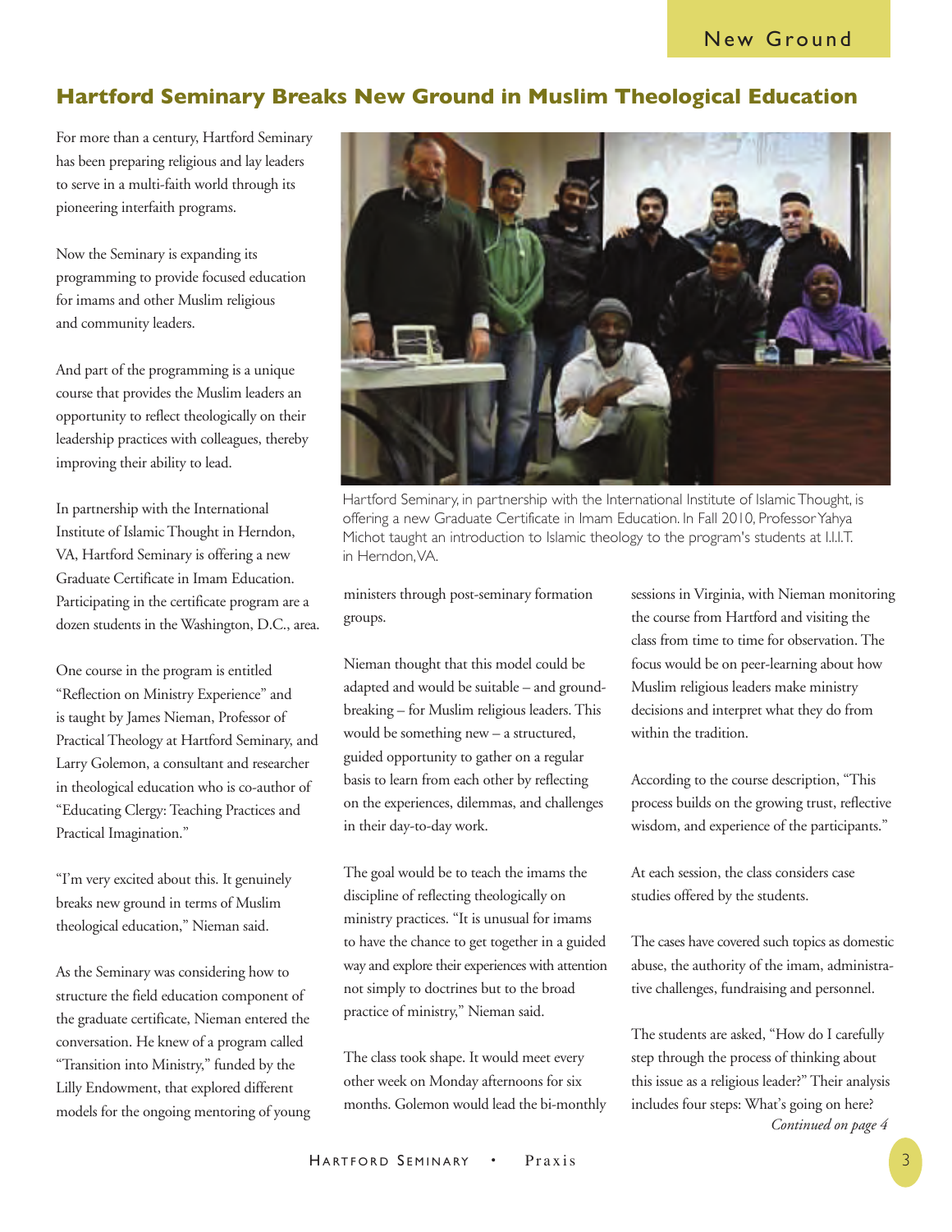# Hartford Seminary Breaks New Ground in Muslim Theological Education

For more than a century, Hartford Seminary has been preparing religious and lay leaders to serve in a multi-faith world through its pioneering interfaith programs.

Now the Seminary is expanding its programming to provide focused education for imams and other Muslim religious and community leaders.

And part of the programming is a unique course that provides the Muslim leaders an opportunity to reflect theologically on their leadership practices with colleagues, thereby improving their ability to lead.

In partnership with the International Institute of Islamic Thought in Herndon, VA, Hartford Seminary is offering a new Graduate Certificate in Imam Education. Participating in the certificate program are a dozen students in the Washington, D.C., area.

One course in the program is entitled "Reflection on Ministry Experience" and is taught by James Nieman, Professor of Practical Theology at Hartford Seminary, and Larry Golemon, a consultant and researcher in theological education who is co-author of "Educating Clergy: Teaching Practices and Practical Imagination."

"I'm very excited about this. It genuinely breaks new ground in terms of Muslim theological education," Nieman said.

As the Seminary was considering how to structure the field education component of the graduate certificate, Nieman entered the conversation. He knew of a program called "Transition into Ministry," funded by the Lilly Endowment, that explored different models for the ongoing mentoring of young ministers through post-seminary formation groups.

Hartford Seminary, in partnership with the International Institute of Islamic Thought, is offering a new Graduate Certificate in Imam Education. In Fall 2010, Professor Yahya Michot taught an introduction to Islamic theology to the program's students at I.I.I.T. in Herndon, VA.

Nieman thought that this model could be adapted and would be suitable – and groundbreaking – for Muslim religious leaders. This would be something new – a structured, guided opportunity to gather on a regular basis to learn from each other by reflecting on the experiences, dilemmas, and challenges in their day-to-day work.

The goal would be to teach the imams the discipline of reflecting theologically on ministry practices. "It is unusual for imams to have the chance to get together in a guided way and explore their experiences with attention not simply to doctrines but to the broad practice of ministry," Nieman said.

The class took shape. It would meet every other week on Monday afternoons for six months. Golemon would lead the bi-monthly sessions in Virginia, with Nieman monitoring the course from Hartford and visiting the class from time to time for observation. The focus would be on peer-learning about how Muslim religious leaders make ministry decisions and interpret what they do from within the tradition.

According to the course description, "This process builds on the growing trust, reflective wisdom, and experience of the participants."

At each session, the class considers case studies offered by the students.

The cases have covered such topics as domestic abuse, the authority of the imam, administrative challenges, fundraising and personnel.

The students are asked, "How do I carefully step through the process of thinking about this issue as a religious leader?" Their analysis includes four steps: What's going on here?

*Continued on page 4*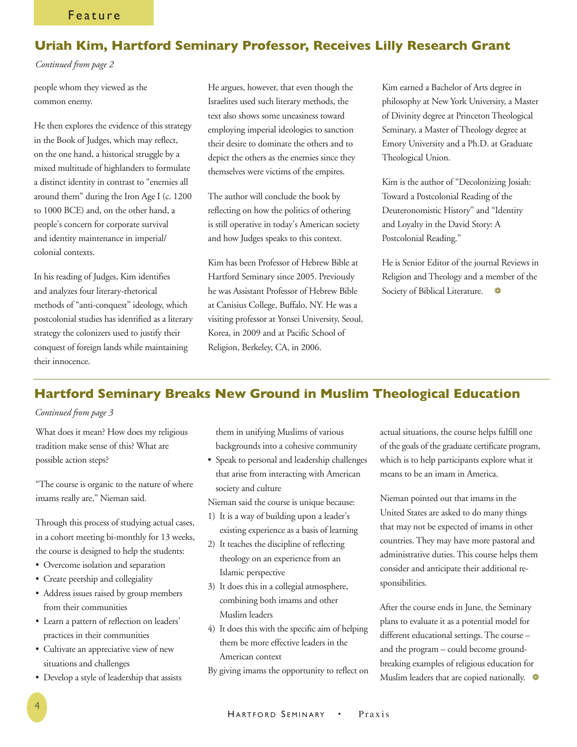Feature

## Uriah Kim, Hartford Seminary Professor, Receives Lilly Research Grant

*Continued from page 2*

people whom they viewed as the common enemy.

He then explores the evidence of this strategy in the Book of Judges, which may reflect, on the one hand, a historical struggle by a mixed multitude of highlanders to formulate a distinct identity in contrast to "enemies all around them" during the Iron Age I (c. 1200 to 1000 BCE) and, on the other hand, a people's concern for corporate survival and identity maintenance in imperial/colonial contexts.

In his reading of Judges, Kim identifies and analyzes four literary-rhetorical methods of "anti-conquest" ideology, which postcolonial studies has identified as a literary strategy the colonizers used to justify their conquest of foreign lands while maintaining their innocence.

He argues, however, that even though the Israelites used such literary methods, the text also shows some uneasiness toward employing imperial ideologies to sanction their desire to dominate the others and to depict the others as the enemies since they themselves were victims of the empires.

The author will conclude the book by reflecting on how the politics of othering is still operative in today's American society and how Judges speaks to this context.

Kim has been Professor of Hebrew Bible at Hartford Seminary since 2005. Previously he was Assistant Professor of Hebrew Bible at Canisius College, Buffalo, NY. He was a visiting professor at Yonsei University, Seoul, Korea, in 2009 and at Pacific School of Religion, Berkeley, CA, in 2006.

Kim earned a Bachelor of Arts degree in philosophy at New York University, a Master of Divinity degree at Princeton Theological Seminary, a Master of Theology degree at Emory University and a Ph.D. at Graduate Theological Union.

Kim is the author of "Decolonizing Josiah: Toward a Postcolonial Reading of the Deuteronomistic History" and "Identity and Loyalty in the David Story: A Postcolonial Reading."

He is Senior Editor of the journal Reviews in Religion and Theology and a member of the Society of Biblical Literature.

## Hartford Seminary Breaks New Ground in Muslim Theological Education

*Continued from page 3*

What does it mean? How does my religious tradition make sense of this? What are possible action steps?

"The course is organic to the nature of where imams really are," Nieman said.

Through this process of studying actual cases, in a cohort meeting bi-monthly for 13 weeks, the course is designed to help the students:

- Overcome isolation and separation
- Create peership and collegiality
- Address issues raised by group members from their communities
- Learn a pattern of reflection on leaders' practices in their communities
- Cultivate an appreciative view of new situations and challenges
- Develop a style of leadership that assists them in unifying Muslims of various backgrounds into a cohesive community
- Speak to personal and leadership challenges that arise from interacting with American society and culture

Nieman said the course is unique because:

1) It is a way of building upon a leader's existing experience as a basis of learning
2) It teaches the discipline of reflecting theology on an experience from an Islamic perspective
3) It does this in a collegial atmosphere, combining both imams and other Muslim leaders
4) It does this with the specific aim of helping them be more effective leaders in the American context

By giving imams the opportunity to reflect on actual situations, the course helps fulfill one of the goals of the graduate certificate program, which is to help participants explore what it means to be an imam in America.

Nieman pointed out that imams in the United States are asked to do many things that may not be expected of imams in other countries. They may have more pastoral and administrative duties. This course helps them consider and anticipate their additional responsibilities.

After the course ends in June, the Seminary plans to evaluate it as a potential model for different educational settings. The course – and the program – could become groundbreaking examples of religious education for Muslim leaders that are copied nationally.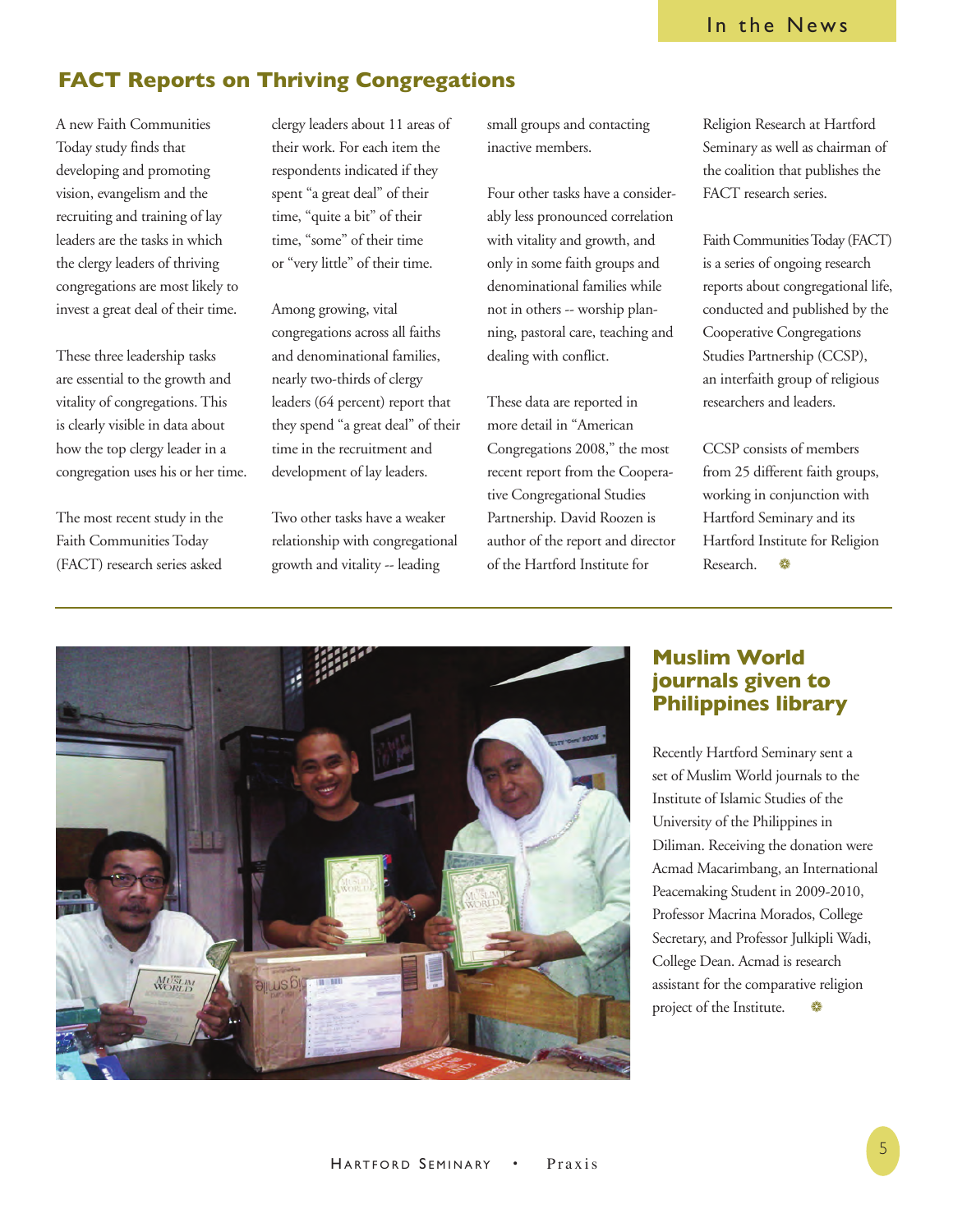## FACT Reports on Thriving Congregations

A new Faith Communities Today study finds that developing and promoting vision, evangelism and the recruiting and training of lay leaders are the tasks in which the clergy leaders of thriving congregations are most likely to invest a great deal of their time.

These three leadership tasks are essential to the growth and vitality of congregations. This is clearly visible in data about how the top clergy leader in a congregation uses his or her time.

The most recent study in the Faith Communities Today (FACT) research series asked clergy leaders about 11 areas of their work. For each item the respondents indicated if they spent "a great deal" of their time, "quite a bit" of their time, "some" of their time or "very little" of their time.

Among growing, vital congregations across all faiths and denominational families, nearly two-thirds of clergy leaders (64 percent) report that they spend "a great deal" of their time in the recruitment and development of lay leaders.

Two other tasks have a weaker relationship with congregational growth and vitality -- leading small groups and contacting inactive members.

Four other tasks have a considerably less pronounced correlation with vitality and growth, and only in some faith groups and denominational families while not in others -- worship planning, pastoral care, teaching and dealing with conflict.

These data are reported in more detail in "American Congregations 2008," the most recent report from the Cooperative Congregational Studies Partnership. David Roozen is author of the report and director of the Hartford Institute for Religion Research at Hartford Seminary as well as chairman of the coalition that publishes the FACT research series.

Faith Communities Today (FACT) is a series of ongoing research reports about congregational life, conducted and published by the Cooperative Congregations Studies Partnership (CCSP), an interfaith group of religious researchers and leaders.

CCSP consists of members from 25 different faith groups, working in conjunction with Hartford Seminary and its Hartford Institute for Religion Research.

## Muslim World journals given to Philippines library

Recently Hartford Seminary sent a set of Muslim World journals to the Institute of Islamic Studies of the University of the Philippines in Diliman. Receiving the donation were Acmad Macarimbang, an International Peacemaking Student in 2009-2010, Professor Macrina Morados, College Secretary, and Professor Julkipli Wadi, College Dean. Acmad is research assistant for the comparative religion project of the Institute.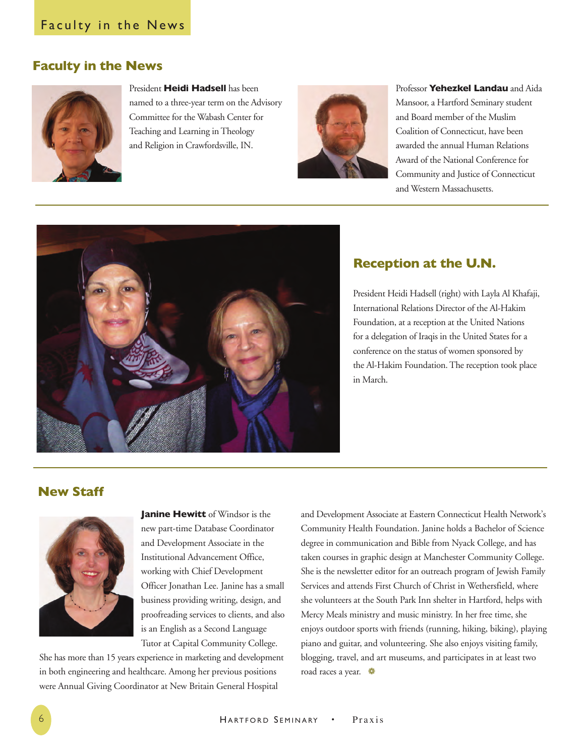## Faculty in the News

President **Heidi Hadsell** has been named to a three-year term on the Advisory Committee for the Wabash Center for Teaching and Learning in Theology and Religion in Crawfordsville, IN.

Professor **Yehezkel Landau** and Aida Mansoor, a Hartford Seminary student and Board member of the Muslim Coalition of Connecticut, have been awarded the annual Human Relations Award of the National Conference for Community and Justice of Connecticut and Western Massachusetts.

## Reception at the U.N.

President Heidi Hadsell (right) with Layla Al Khafaji, International Relations Director of the Al-Hakim Foundation, at a reception at the United Nations for a delegation of Iraqis in the United States for a conference on the status of women sponsored by the Al-Hakim Foundation. The reception took place in March.

## New Staff

**Janine Hewitt** of Windsor is the new part-time Database Coordinator and Development Associate in the Institutional Advancement Office, working with Chief Development Officer Jonathan Lee. Janine has a small business providing writing, design, and proofreading services to clients, and also is an English as a Second Language Tutor at Capital Community College. She has more than 15 years experience in marketing and development in both engineering and healthcare. Among her previous positions were Annual Giving Coordinator at New Britain General Hospital and Development Associate at Eastern Connecticut Health Network's Community Health Foundation. Janine holds a Bachelor of Science degree in communication and Bible from Nyack College, and has taken courses in graphic design at Manchester Community College. She is the newsletter editor for an outreach program of Jewish Family Services and attends First Church of Christ in Wethersfield, where she volunteers at the South Park Inn shelter in Hartford, helps with Mercy Meals ministry and music ministry. In her free time, she enjoys outdoor sports with friends (running, hiking, biking), playing piano and guitar, and volunteering. She also enjoys visiting family, blogging, travel, and art museums, and participates in at least two road races a year.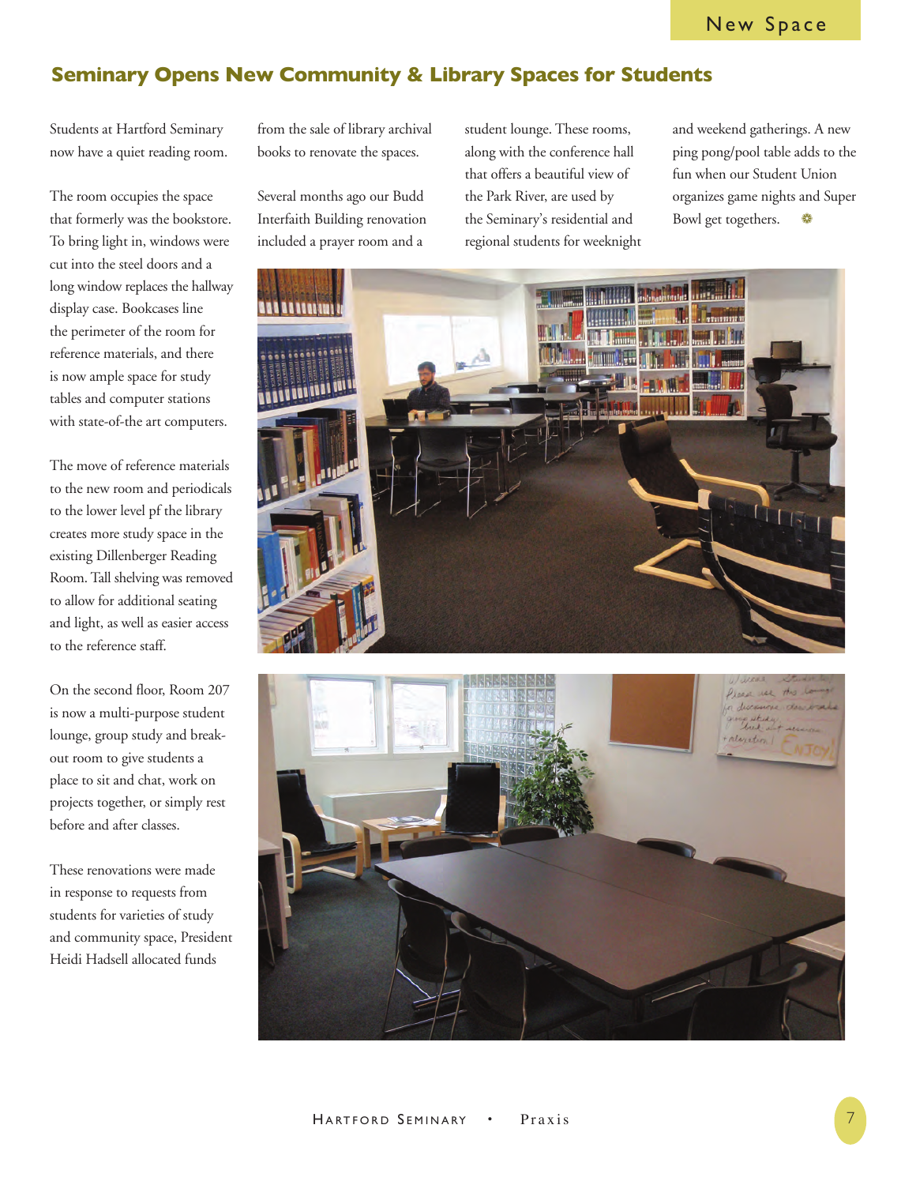## Seminary Opens New Community & Library Spaces for Students

Students at Hartford Seminary now have a quiet reading room.

The room occupies the space that formerly was the bookstore. To bring light in, windows were cut into the steel doors and a long window replaces the hallway display case. Bookcases line the perimeter of the room for reference materials, and there is now ample space for study tables and computer stations with state-of-the art computers.

The move of reference materials to the new room and periodicals to the lower level pf the library creates more study space in the existing Dillenberger Reading Room. Tall shelving was removed to allow for additional seating and light, as well as easier access to the reference staff.

On the second floor, Room 207 is now a multi-purpose student lounge, group study and break-out room to give students a place to sit and chat, work on projects together, or simply rest before and after classes.

These renovations were made in response to requests from students for varieties of study and community space, President Heidi Hadsell allocated funds from the sale of library archival books to renovate the spaces.

Several months ago our Budd Interfaith Building renovation included a prayer room and a student lounge. These rooms, along with the conference hall that offers a beautiful view of the Park River, are used by the Seminary's residential and regional students for weeknight and weekend gatherings. A new ping pong/pool table adds to the fun when our Student Union organizes game nights and Super Bowl get togethers.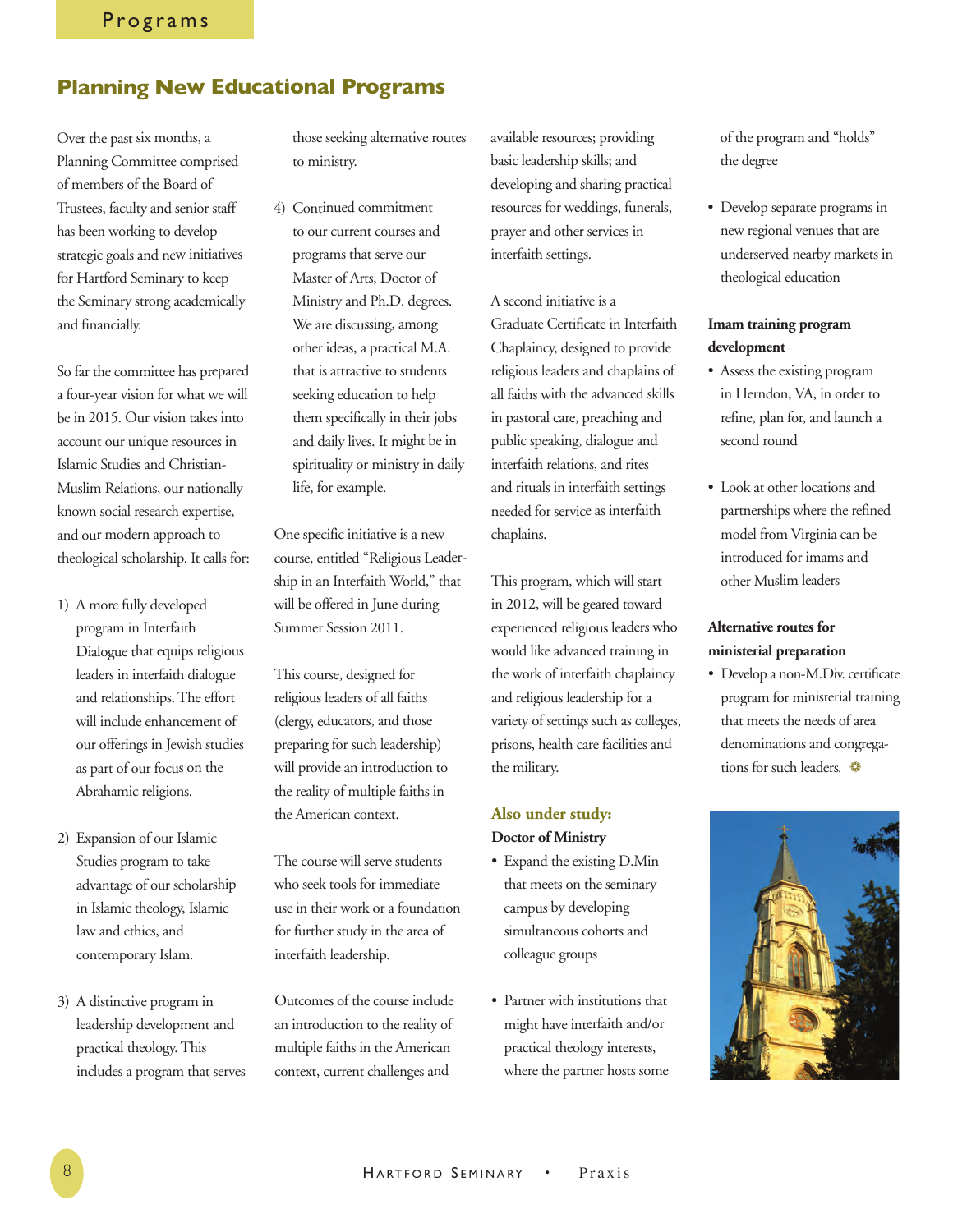## Planning New Educational Programs

Over the past six months, a Planning Committee comprised of members of the Board of Trustees, faculty and senior staff has been working to develop strategic goals and new initiatives for Hartford Seminary to keep the Seminary strong academically and financially.

So far the committee has prepared a four-year vision for what we will be in 2015. Our vision takes into account our unique resources in Islamic Studies and Christian-Muslim Relations, our nationally known social research expertise, and our modern approach to theological scholarship. It calls for:

1) A more fully developed program in Interfaith Dialogue that equips religious leaders in interfaith dialogue and relationships. The effort will include enhancement of our offerings in Jewish studies as part of our focus on the Abrahamic religions.

2) Expansion of our Islamic Studies program to take advantage of our scholarship in Islamic theology, Islamic law and ethics, and contemporary Islam.

3) A distinctive program in leadership development and practical theology. This includes a program that serves those seeking alternative routes to ministry.

4) Continued commitment to our current courses and programs that serve our Master of Arts, Doctor of Ministry and Ph.D. degrees. We are discussing, among other ideas, a practical M.A. that is attractive to students seeking education to help them specifically in their jobs and daily lives. It might be in spirituality or ministry in daily life, for example.

One specific initiative is a new course, entitled "Religious Leadership in an Interfaith World," that will be offered in June during Summer Session 2011.

This course, designed for religious leaders of all faiths (clergy, educators, and those preparing for such leadership) will provide an introduction to the reality of multiple faiths in the American context.

The course will serve students who seek tools for immediate use in their work or a foundation for further study in the area of interfaith leadership.

Outcomes of the course include an introduction to the reality of multiple faiths in the American context, current challenges and available resources; providing basic leadership skills; and developing and sharing practical resources for weddings, funerals, prayer and other services in interfaith settings.

A second initiative is a Graduate Certificate in Interfaith Chaplaincy, designed to provide religious leaders and chaplains of all faiths with the advanced skills in pastoral care, preaching and public speaking, dialogue and interfaith relations, and rites and rituals in interfaith settings needed for service as interfaith chaplains.

This program, which will start in 2012, will be geared toward experienced religious leaders who would like advanced training in the work of interfaith chaplaincy and religious leadership for a variety of settings such as colleges, prisons, health care facilities and the military.

### Also under study:

**Doctor of Ministry**

- Expand the existing D.Min that meets on the seminary campus by developing simultaneous cohorts and colleague groups

- Partner with institutions that might have interfaith and/or practical theology interests, where the partner hosts some of the program and "holds" the degree

- Develop separate programs in new regional venues that are underserved nearby markets in theological education

**Imam training program development**

- Assess the existing program in Herndon, VA, in order to refine, plan for, and launch a second round

- Look at other locations and partnerships where the refined model from Virginia can be introduced for imams and other Muslim leaders

**Alternative routes for ministerial preparation**

- Develop a non-M.Div. certificate program for ministerial training that meets the needs of area denominations and congregations for such leaders.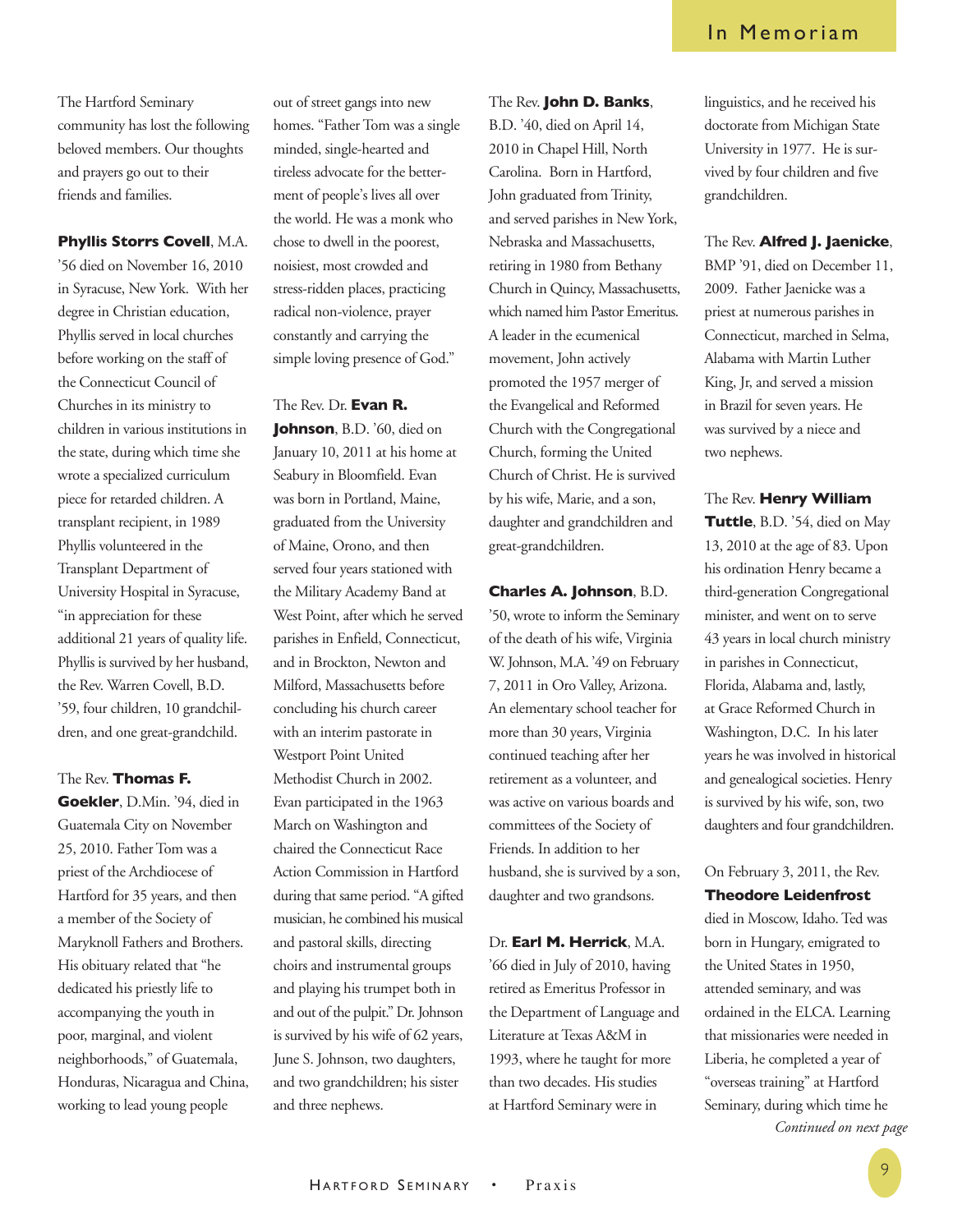// In Memoriam

The Hartford Seminary community has lost the following beloved members. Our thoughts and prayers go out to their friends and families.

**Phyllis Storrs Covell**, M.A. '56 died on November 16, 2010 in Syracuse, New York. With her degree in Christian education, Phyllis served in local churches before working on the staff of the Connecticut Council of Churches in its ministry to children in various institutions in the state, during which time she wrote a specialized curriculum piece for retarded children. A transplant recipient, in 1989 Phyllis volunteered in the Transplant Department of University Hospital in Syracuse, "in appreciation for these additional 21 years of quality life. Phyllis is survived by her husband, the Rev. Warren Covell, B.D. '59, four children, 10 grandchildren, and one great-grandchild.

The Rev. **Thomas F. Goekler**, D.Min. '94, died in Guatemala City on November 25, 2010. Father Tom was a priest of the Archdiocese of Hartford for 35 years, and then a member of the Society of Maryknoll Fathers and Brothers. His obituary related that "he dedicated his priestly life to accompanying the youth in poor, marginal, and violent neighborhoods," of Guatemala, Honduras, Nicaragua and China, working to lead young people out of street gangs into new homes. "Father Tom was a single minded, single-hearted and tireless advocate for the betterment of people's lives all over the world. He was a monk who chose to dwell in the poorest, noisiest, most crowded and stress-ridden places, practicing radical non-violence, prayer constantly and carrying the simple loving presence of God."

The Rev. Dr. **Evan R. Johnson**, B.D. '60, died on January 10, 2011 at his home at Seabury in Bloomfield. Evan was born in Portland, Maine, graduated from the University of Maine, Orono, and then served four years stationed with the Military Academy Band at West Point, after which he served parishes in Enfield, Connecticut, and in Brockton, Newton and Milford, Massachusetts before concluding his church career with an interim pastorate in Westport Point United Methodist Church in 2002. Evan participated in the 1963 March on Washington and chaired the Connecticut Race Action Commission in Hartford during that same period. "A gifted musician, he combined his musical and pastoral skills, directing choirs and instrumental groups and playing his trumpet both in and out of the pulpit." Dr. Johnson is survived by his wife of 62 years, June S. Johnson, two daughters, and two grandchildren; his sister and three nephews.

The Rev. **John D. Banks**, B.D. '40, died on April 14, 2010 in Chapel Hill, North Carolina. Born in Hartford, John graduated from Trinity, and served parishes in New York, Nebraska and Massachusetts, retiring in 1980 from Bethany Church in Quincy, Massachusetts, which named him Pastor Emeritus. A leader in the ecumenical movement, John actively promoted the 1957 merger of the Evangelical and Reformed Church with the Congregational Church, forming the United Church of Christ. He is survived by his wife, Marie, and a son, daughter and grandchildren and great-grandchildren.

**Charles A. Johnson**, B.D. '50, wrote to inform the Seminary of the death of his wife, Virginia W. Johnson, M.A. '49 on February 7, 2011 in Oro Valley, Arizona. An elementary school teacher for more than 30 years, Virginia continued teaching after her retirement as a volunteer, and was active on various boards and committees of the Society of Friends. In addition to her husband, she is survived by a son, daughter and two grandsons.

Dr. **Earl M. Herrick**, M.A. '66 died in July of 2010, having retired as Emeritus Professor in the Department of Language and Literature at Texas A&M in 1993, where he taught for more than two decades. His studies at Hartford Seminary were in linguistics, and he received his doctorate from Michigan State University in 1977. He is survived by four children and five grandchildren.

The Rev. **Alfred J. Jaenicke**, BMP '91, died on December 11, 2009. Father Jaenicke was a priest at numerous parishes in Connecticut, marched in Selma, Alabama with Martin Luther King, Jr, and served a mission in Brazil for seven years. He was survived by a niece and two nephews.

The Rev. **Henry William Tuttle**, B.D. '54, died on May 13, 2010 at the age of 83. Upon his ordination Henry became a third-generation Congregational minister, and went on to serve 43 years in local church ministry in parishes in Connecticut, Florida, Alabama and, lastly, at Grace Reformed Church in Washington, D.C. In his later years he was involved in historical and genealogical societies. Henry is survived by his wife, son, two daughters and four grandchildren.

On February 3, 2011, the Rev. **Theodore Leidenfrost** died in Moscow, Idaho. Ted was born in Hungary, emigrated to the United States in 1950, attended seminary, and was ordained in the ELCA. Learning that missionaries were needed in Liberia, he completed a year of "overseas training" at Hartford Seminary, during which time he

*Continued on next page*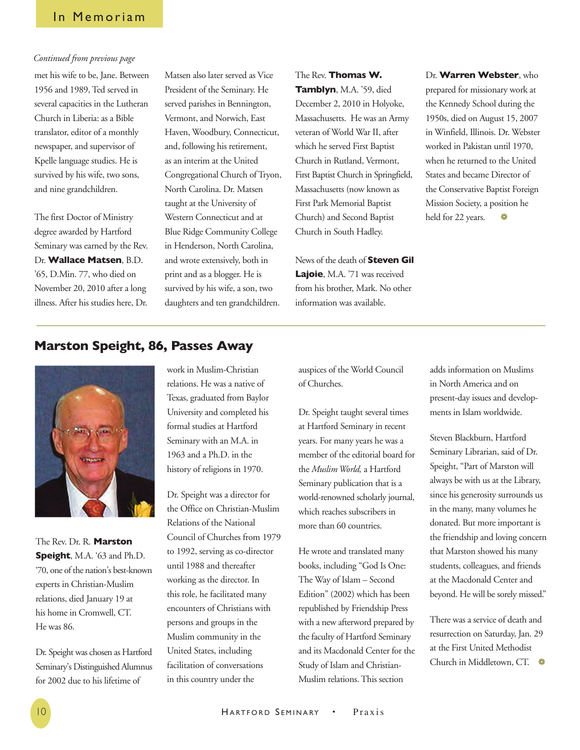# In Memoriam

*Continued from previous page*

met his wife to be, Jane. Between 1956 and 1989, Ted served in several capacities in the Lutheran Church in Liberia: as a Bible translator, editor of a monthly newspaper, and supervisor of Kpelle language studies. He is survived by his wife, two sons, and nine grandchildren.

The first Doctor of Ministry degree awarded by Hartford Seminary was earned by the Rev. Dr. **Wallace Matsen**, B.D. '65, D.Min. 77, who died on November 20, 2010 after a long illness. After his studies here, Dr. Matsen also later served as Vice President of the Seminary. He served parishes in Bennington, Vermont, and Norwich, East Haven, Woodbury, Connecticut, and, following his retirement, as an interim at the United Congregational Church of Tryon, North Carolina. Dr. Matsen taught at the University of Western Connecticut and at Blue Ridge Community College in Henderson, North Carolina, and wrote extensively, both in print and as a blogger. He is survived by his wife, a son, two daughters and ten grandchildren.

The Rev. **Thomas W. Tamblyn**, M.A. '59, died December 2, 2010 in Holyoke, Massachusetts. He was an Army veteran of World War II, after which he served First Baptist Church in Rutland, Vermont, First Baptist Church in Springfield, Massachusetts (now known as First Park Memorial Baptist Church) and Second Baptist Church in South Hadley.

News of the death of **Steven Gil Lajoie**, M.A. '71 was received from his brother, Mark. No other information was available.

Dr. **Warren Webster**, who prepared for missionary work at the Kennedy School during the 1950s, died on August 15, 2007 in Winfield, Illinois. Dr. Webster worked in Pakistan until 1970, when he returned to the United States and became Director of the Conservative Baptist Foreign Mission Society, a position he held for 22 years.

## Marston Speight, 86, Passes Away

The Rev. Dr. R. **Marston Speight**, M.A. '63 and Ph.D. '70, one of the nation's best-known experts in Christian-Muslim relations, died January 19 at his home in Cromwell, CT. He was 86.

Dr. Speight was chosen as Hartford Seminary's Distinguished Alumnus for 2002 due to his lifetime of work in Muslim-Christian relations. He was a native of Texas, graduated from Baylor University and completed his formal studies at Hartford Seminary with an M.A. in 1963 and a Ph.D. in the history of religions in 1970.

Dr. Speight was a director for the Office on Christian-Muslim Relations of the National Council of Churches from 1979 to 1992, serving as co-director until 1988 and thereafter working as the director. In this role, he facilitated many encounters of Christians with persons and groups in the Muslim community in the United States, including facilitation of conversations in this country under the auspices of the World Council of Churches.

Dr. Speight taught several times at Hartford Seminary in recent years. For many years he was a member of the editorial board for the *Muslim World,* a Hartford Seminary publication that is a world-renowned scholarly journal, which reaches subscribers in more than 60 countries.

He wrote and translated many books, including "God Is One: The Way of Islam – Second Edition" (2002) which has been republished by Friendship Press with a new afterword prepared by the faculty of Hartford Seminary and its Macdonald Center for the Study of Islam and Christian-Muslim relations. This section adds information on Muslims in North America and on present-day issues and developments in Islam worldwide.

Steven Blackburn, Hartford Seminary Librarian, said of Dr. Speight, "Part of Marston will always be with us at the Library, since his generosity surrounds us in the many, many volumes he donated. But more important is the friendship and loving concern that Marston showed his many students, colleagues, and friends at the Macdonald Center and beyond. He will be sorely missed."

There was a service of death and resurrection on Saturday, Jan. 29 at the First United Methodist Church in Middletown, CT.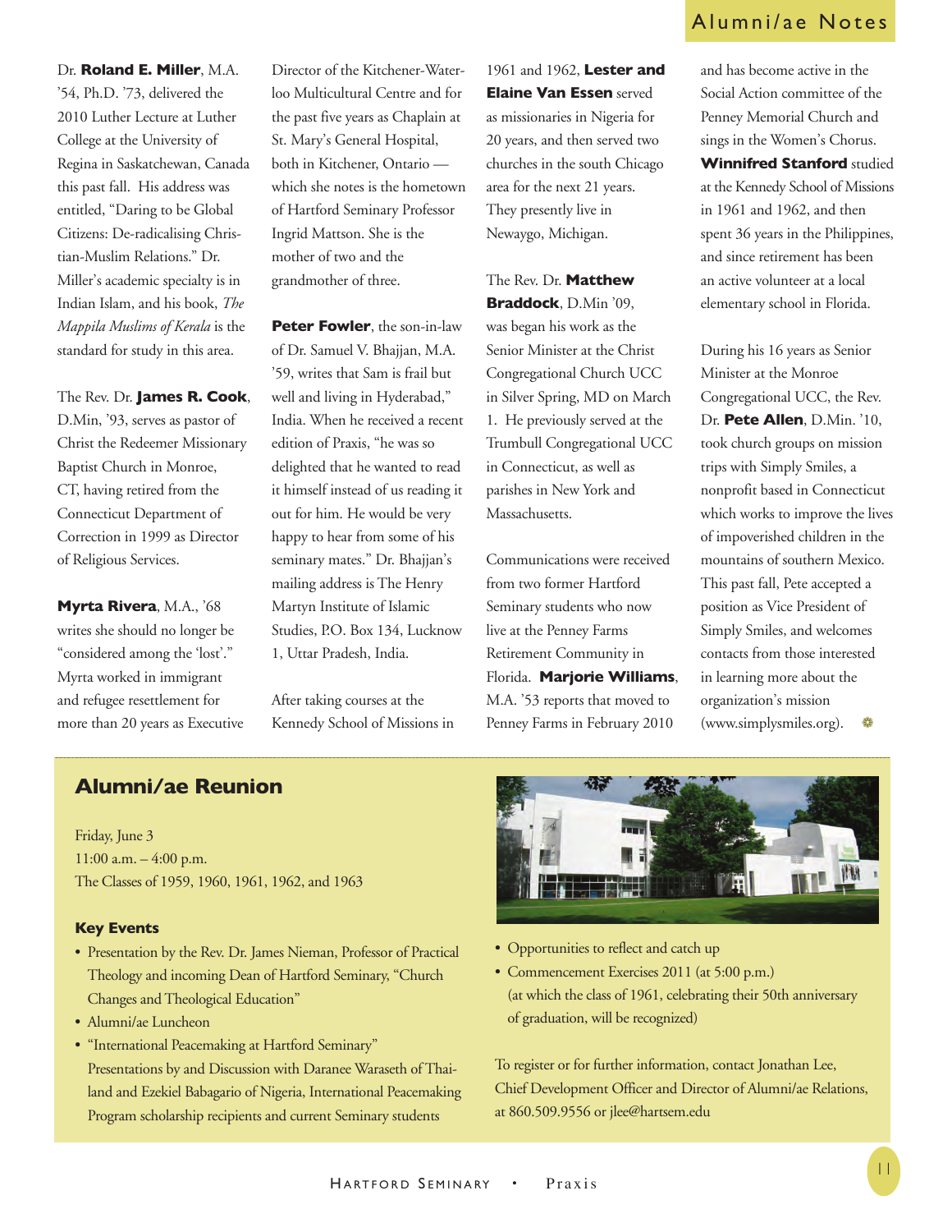## Alumni/ae Notes

Dr. **Roland E. Miller**, M.A. '54, Ph.D. '73, delivered the 2010 Luther Lecture at Luther College at the University of Regina in Saskatchewan, Canada this past fall. His address was entitled, "Daring to be Global Citizens: De-radicalising Christian-Muslim Relations." Dr. Miller's academic specialty is in Indian Islam, and his book, *The Mappila Muslims of Kerala* is the standard for study in this area.

The Rev. Dr. **James R. Cook**, D.Min, '93, serves as pastor of Christ the Redeemer Missionary Baptist Church in Monroe, CT, having retired from the Connecticut Department of Correction in 1999 as Director of Religious Services.

**Myrta Rivera**, M.A., '68 writes she should no longer be "considered among the 'lost'." Myrta worked in immigrant and refugee resettlement for more than 20 years as Executive Director of the Kitchener-Waterloo Multicultural Centre and for the past five years as Chaplain at St. Mary's General Hospital, both in Kitchener, Ontario — which she notes is the hometown of Hartford Seminary Professor Ingrid Mattson. She is the mother of two and the grandmother of three.

**Peter Fowler**, the son-in-law of Dr. Samuel V. Bhajjan, M.A. '59, writes that Sam is frail but well and living in Hyderabad," India. When he received a recent edition of Praxis, "he was so delighted that he wanted to read it himself instead of us reading it out for him. He would be very happy to hear from some of his seminary mates." Dr. Bhajjan's mailing address is The Henry Martyn Institute of Islamic Studies, P.O. Box 134, Lucknow 1, Uttar Pradesh, India.

After taking courses at the Kennedy School of Missions in 1961 and 1962, **Lester and Elaine Van Essen** served as missionaries in Nigeria for 20 years, and then served two churches in the south Chicago area for the next 21 years. They presently live in Newaygo, Michigan.

The Rev. Dr. **Matthew Braddock**, D.Min '09, was began his work as the Senior Minister at the Christ Congregational Church UCC in Silver Spring, MD on March 1. He previously served at the Trumbull Congregational UCC in Connecticut, as well as parishes in New York and Massachusetts.

Communications were received from two former Hartford Seminary students who now live at the Penney Farms Retirement Community in Florida. **Marjorie Williams**, M.A. '53 reports that moved to Penney Farms in February 2010 and has become active in the Social Action committee of the Penney Memorial Church and sings in the Women's Chorus. **Winnifred Stanford** studied at the Kennedy School of Missions in 1961 and 1962, and then spent 36 years in the Philippines, and since retirement has been an active volunteer at a local elementary school in Florida.

During his 16 years as Senior Minister at the Monroe Congregational UCC, the Rev. Dr. **Pete Allen**, D.Min. '10, took church groups on mission trips with Simply Smiles, a nonprofit based in Connecticut which works to improve the lives of impoverished children in the mountains of southern Mexico. This past fall, Pete accepted a position as Vice President of Simply Smiles, and welcomes contacts from those interested in learning more about the organization's mission (www.simplysmiles.org).

## Alumni/ae Reunion

Friday, June 3
11:00 a.m. – 4:00 p.m.
The Classes of 1959, 1960, 1961, 1962, and 1963

### Key Events

- Presentation by the Rev. Dr. James Nieman, Professor of Practical Theology and incoming Dean of Hartford Seminary, "Church Changes and Theological Education"
- Alumni/ae Luncheon
- "International Peacemaking at Hartford Seminary" Presentations by and Discussion with Daranee Waraseth of Thailand and Ezekiel Babagario of Nigeria, International Peacemaking Program scholarship recipients and current Seminary students
- Opportunities to reflect and catch up
- Commencement Exercises 2011 (at 5:00 p.m.) (at which the class of 1961, celebrating their 50th anniversary of graduation, will be recognized)

To register or for further information, contact Jonathan Lee, Chief Development Officer and Director of Alumni/ae Relations, at 860.509.9556 or jlee@hartsem.edu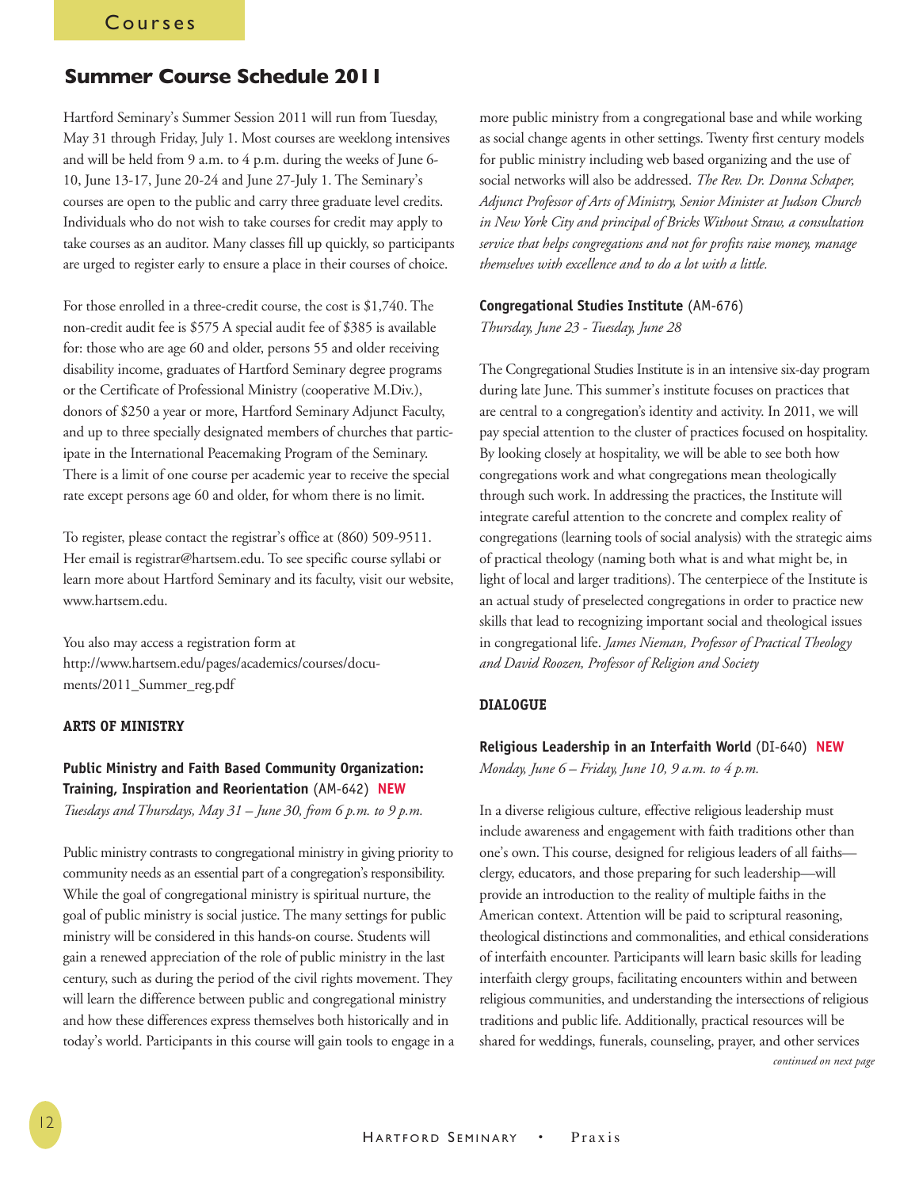# Courses

## Summer Course Schedule 2011

Hartford Seminary's Summer Session 2011 will run from Tuesday, May 31 through Friday, July 1. Most courses are weeklong intensives and will be held from 9 a.m. to 4 p.m. during the weeks of June 6-10, June 13-17, June 20-24 and June 27-July 1. The Seminary's courses are open to the public and carry three graduate level credits. Individuals who do not wish to take courses for credit may apply to take courses as an auditor. Many classes fill up quickly, so participants are urged to register early to ensure a place in their courses of choice.

For those enrolled in a three-credit course, the cost is $1,740. The non-credit audit fee is $575 A special audit fee of $385 is available for: those who are age 60 and older, persons 55 and older receiving disability income, graduates of Hartford Seminary degree programs or the Certificate of Professional Ministry (cooperative M.Div.), donors of $250 a year or more, Hartford Seminary Adjunct Faculty, and up to three specially designated members of churches that participate in the International Peacemaking Program of the Seminary. There is a limit of one course per academic year to receive the special rate except persons age 60 and older, for whom there is no limit.

To register, please contact the registrar's office at (860) 509-9511. Her email is registrar@hartsem.edu. To see specific course syllabi or learn more about Hartford Seminary and its faculty, visit our website, www.hartsem.edu.

You also may access a registration form at http://www.hartsem.edu/pages/academics/courses/documents/2011_Summer_reg.pdf

### ARTS OF MINISTRY

**Public Ministry and Faith Based Community Organization: Training, Inspiration and Reorientation** (AM-642) **NEW**
*Tuesdays and Thursdays, May 31 – June 30, from 6 p.m. to 9 p.m.*

Public ministry contrasts to congregational ministry in giving priority to community needs as an essential part of a congregation's responsibility. While the goal of congregational ministry is spiritual nurture, the goal of public ministry is social justice. The many settings for public ministry will be considered in this hands-on course. Students will gain a renewed appreciation of the role of public ministry in the last century, such as during the period of the civil rights movement. They will learn the difference between public and congregational ministry and how these differences express themselves both historically and in today's world. Participants in this course will gain tools to engage in a more public ministry from a congregational base and while working as social change agents in other settings. Twenty first century models for public ministry including web based organizing and the use of social networks will also be addressed. *The Rev. Dr. Donna Schaper, Adjunct Professor of Arts of Ministry, Senior Minister at Judson Church in New York City and principal of Bricks Without Straw, a consultation service that helps congregations and not for profits raise money, manage themselves with excellence and to do a lot with a little.*

**Congregational Studies Institute** (AM-676)
*Thursday, June 23 - Tuesday, June 28*

The Congregational Studies Institute is in an intensive six-day program during late June. This summer's institute focuses on practices that are central to a congregation's identity and activity. In 2011, we will pay special attention to the cluster of practices focused on hospitality. By looking closely at hospitality, we will be able to see both how congregations work and what congregations mean theologically through such work. In addressing the practices, the Institute will integrate careful attention to the concrete and complex reality of congregations (learning tools of social analysis) with the strategic aims of practical theology (naming both what is and what might be, in light of local and larger traditions). The centerpiece of the Institute is an actual study of preselected congregations in order to practice new skills that lead to recognizing important social and theological issues in congregational life. *James Nieman, Professor of Practical Theology and David Roozen, Professor of Religion and Society*

### DIALOGUE

**Religious Leadership in an Interfaith World** (DI-640) **NEW**
*Monday, June 6 – Friday, June 10, 9 a.m. to 4 p.m.*

In a diverse religious culture, effective religious leadership must include awareness and engagement with faith traditions other than one's own. This course, designed for religious leaders of all faiths—clergy, educators, and those preparing for such leadership—will provide an introduction to the reality of multiple faiths in the American context. Attention will be paid to scriptural reasoning, theological distinctions and commonalities, and ethical considerations of interfaith encounter. Participants will learn basic skills for leading interfaith clergy groups, facilitating encounters within and between religious communities, and understanding the intersections of religious traditions and public life. Additionally, practical resources will be shared for weddings, funerals, counseling, prayer, and other services

*continued on next page*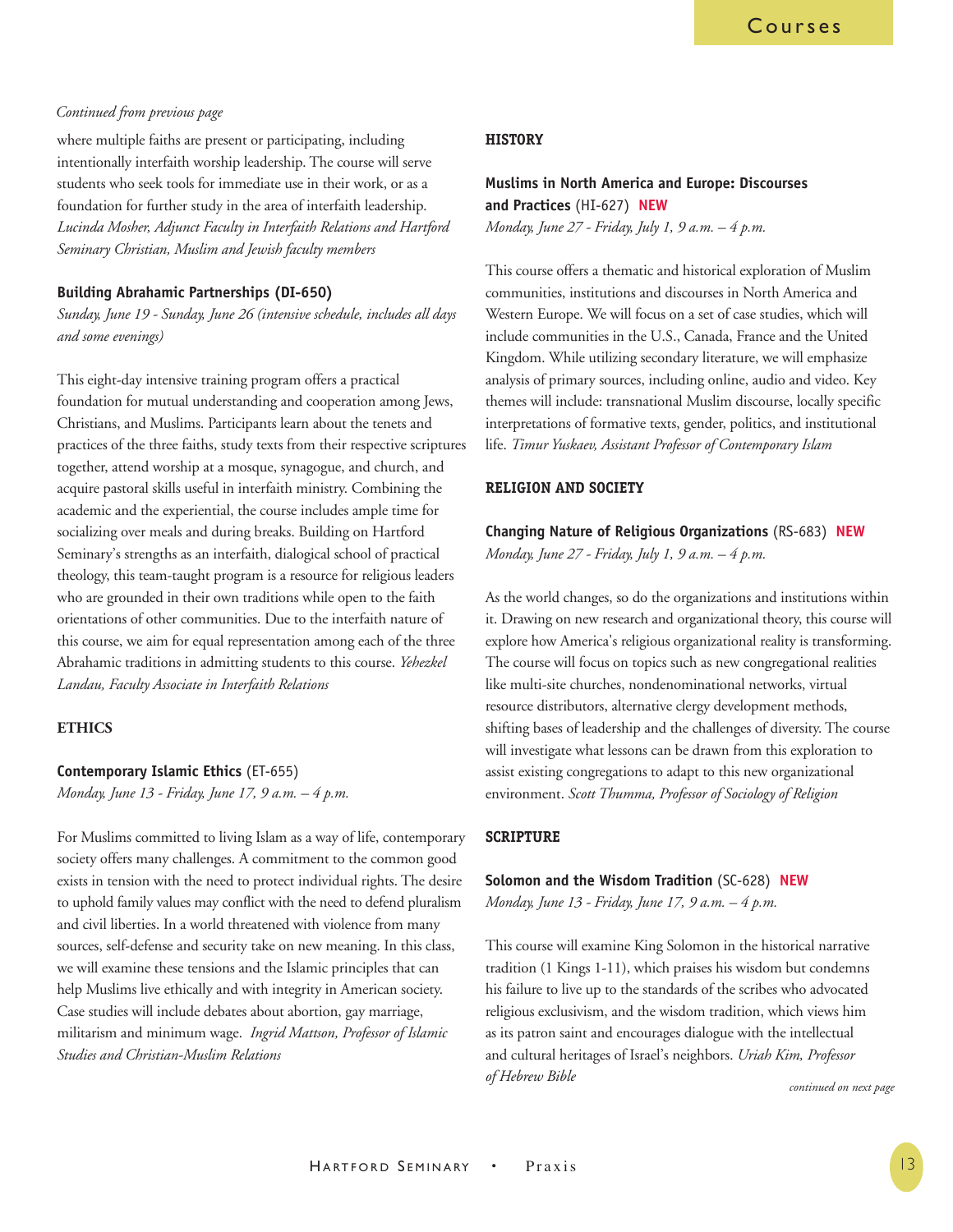*Continued from previous page*

where multiple faiths are present or participating, including intentionally interfaith worship leadership. The course will serve students who seek tools for immediate use in their work, or as a foundation for further study in the area of interfaith leadership. *Lucinda Mosher, Adjunct Faculty in Interfaith Relations and Hartford Seminary Christian, Muslim and Jewish faculty members*

**Building Abrahamic Partnerships (DI-650)**
*Sunday, June 19 - Sunday, June 26 (intensive schedule, includes all days and some evenings)*

This eight-day intensive training program offers a practical foundation for mutual understanding and cooperation among Jews, Christians, and Muslims. Participants learn about the tenets and practices of the three faiths, study texts from their respective scriptures together, attend worship at a mosque, synagogue, and church, and acquire pastoral skills useful in interfaith ministry. Combining the academic and the experiential, the course includes ample time for socializing over meals and during breaks. Building on Hartford Seminary's strengths as an interfaith, dialogical school of practical theology, this team-taught program is a resource for religious leaders who are grounded in their own traditions while open to the faith orientations of other communities. Due to the interfaith nature of this course, we aim for equal representation among each of the three Abrahamic traditions in admitting students to this course. *Yehezkel Landau, Faculty Associate in Interfaith Relations*

## ETHICS

**Contemporary Islamic Ethics** (ET-655)
*Monday, June 13 - Friday, June 17, 9 a.m. – 4 p.m.*

For Muslims committed to living Islam as a way of life, contemporary society offers many challenges. A commitment to the common good exists in tension with the need to protect individual rights. The desire to uphold family values may conflict with the need to defend pluralism and civil liberties. In a world threatened with violence from many sources, self-defense and security take on new meaning. In this class, we will examine these tensions and the Islamic principles that can help Muslims live ethically and with integrity in American society. Case studies will include debates about abortion, gay marriage, militarism and minimum wage. *Ingrid Mattson, Professor of Islamic Studies and Christian-Muslim Relations*

## HISTORY

**Muslims in North America and Europe: Discourses and Practices** (HI-627) **NEW**
*Monday, June 27 - Friday, July 1, 9 a.m. – 4 p.m.*

This course offers a thematic and historical exploration of Muslim communities, institutions and discourses in North America and Western Europe. We will focus on a set of case studies, which will include communities in the U.S., Canada, France and the United Kingdom. While utilizing secondary literature, we will emphasize analysis of primary sources, including online, audio and video. Key themes will include: transnational Muslim discourse, locally specific interpretations of formative texts, gender, politics, and institutional life. *Timur Yuskaev, Assistant Professor of Contemporary Islam*

## RELIGION AND SOCIETY

**Changing Nature of Religious Organizations** (RS-683) **NEW**
*Monday, June 27 - Friday, July 1, 9 a.m. – 4 p.m.*

As the world changes, so do the organizations and institutions within it. Drawing on new research and organizational theory, this course will explore how America's religious organizational reality is transforming. The course will focus on topics such as new congregational realities like multi-site churches, nondenominational networks, virtual resource distributors, alternative clergy development methods, shifting bases of leadership and the challenges of diversity. The course will investigate what lessons can be drawn from this exploration to assist existing congregations to adapt to this new organizational environment. *Scott Thumma, Professor of Sociology of Religion*

## SCRIPTURE

**Solomon and the Wisdom Tradition** (SC-628) **NEW**
*Monday, June 13 - Friday, June 17, 9 a.m. – 4 p.m.*

This course will examine King Solomon in the historical narrative tradition (1 Kings 1-11), which praises his wisdom but condemns his failure to live up to the standards of the scribes who advocated religious exclusivism, and the wisdom tradition, which views him as its patron saint and encourages dialogue with the intellectual and cultural heritages of Israel's neighbors. *Uriah Kim, Professor of Hebrew Bible*

*continued on next page*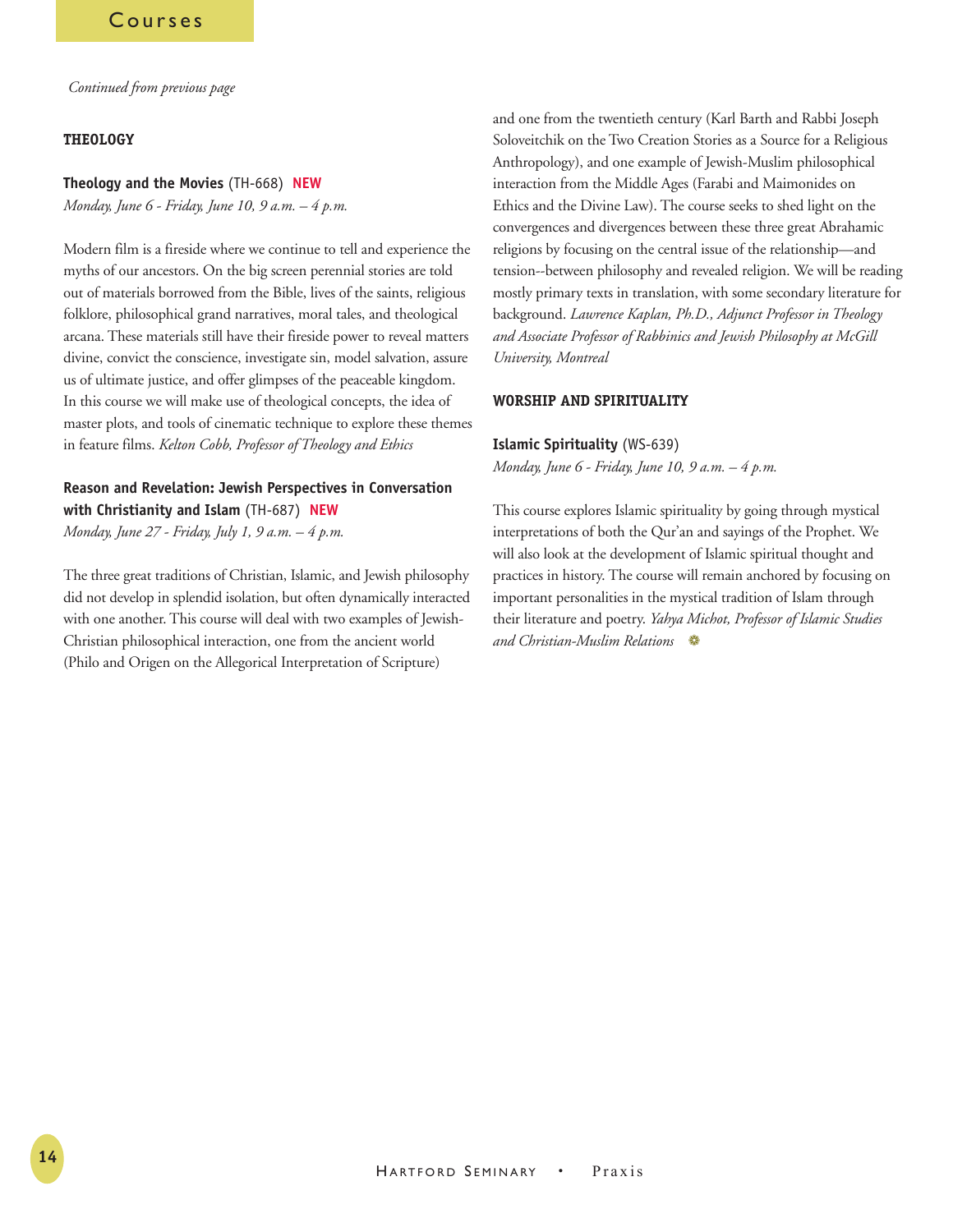*Continued from previous page*

## THEOLOGY

### Theology and the Movies (TH-668) NEW

*Monday, June 6 - Friday, June 10, 9 a.m. – 4 p.m.*

Modern film is a fireside where we continue to tell and experience the myths of our ancestors. On the big screen perennial stories are told out of materials borrowed from the Bible, lives of the saints, religious folklore, philosophical grand narratives, moral tales, and theological arcana. These materials still have their fireside power to reveal matters divine, convict the conscience, investigate sin, model salvation, assure us of ultimate justice, and offer glimpses of the peaceable kingdom. In this course we will make use of theological concepts, the idea of master plots, and tools of cinematic technique to explore these themes in feature films. *Kelton Cobb, Professor of Theology and Ethics*

### Reason and Revelation: Jewish Perspectives in Conversation with Christianity and Islam (TH-687) NEW

*Monday, June 27 - Friday, July 1, 9 a.m. – 4 p.m.*

The three great traditions of Christian, Islamic, and Jewish philosophy did not develop in splendid isolation, but often dynamically interacted with one another. This course will deal with two examples of Jewish-Christian philosophical interaction, one from the ancient world (Philo and Origen on the Allegorical Interpretation of Scripture) and one from the twentieth century (Karl Barth and Rabbi Joseph Soloveitchik on the Two Creation Stories as a Source for a Religious Anthropology), and one example of Jewish-Muslim philosophical interaction from the Middle Ages (Farabi and Maimonides on Ethics and the Divine Law). The course seeks to shed light on the convergences and divergences between these three great Abrahamic religions by focusing on the central issue of the relationship—and tension--between philosophy and revealed religion. We will be reading mostly primary texts in translation, with some secondary literature for background. *Lawrence Kaplan, Ph.D., Adjunct Professor in Theology and Associate Professor of Rabbinics and Jewish Philosophy at McGill University, Montreal*

## WORSHIP AND SPIRITUALITY

### Islamic Spirituality (WS-639)

*Monday, June 6 - Friday, June 10, 9 a.m. – 4 p.m.*

This course explores Islamic spirituality by going through mystical interpretations of both the Qur'an and sayings of the Prophet. We will also look at the development of Islamic spiritual thought and practices in history. The course will remain anchored by focusing on important personalities in the mystical tradition of Islam through their literature and poetry. *Yahya Michot, Professor of Islamic Studies and Christian-Muslim Relations*